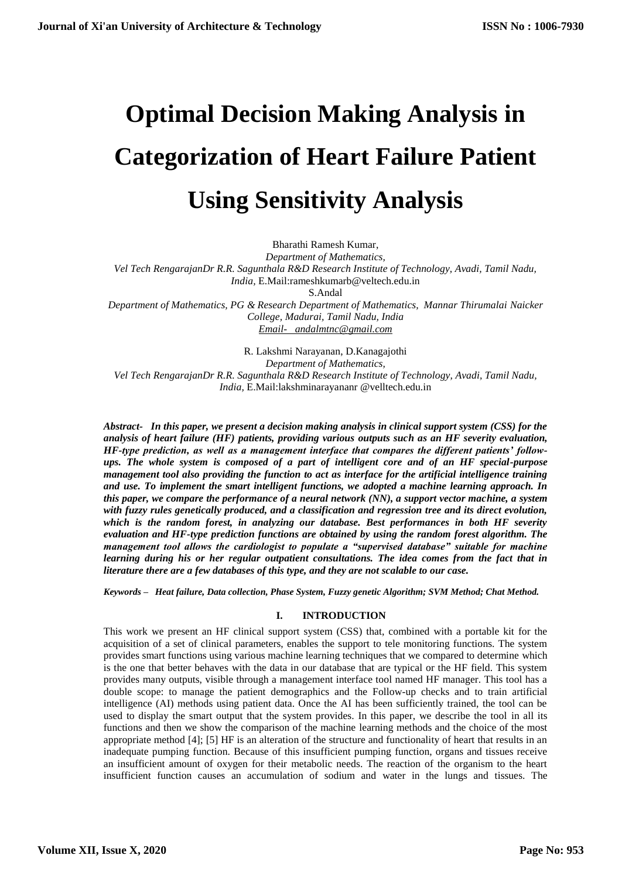# Optimal Decision Making Analysis in Categorization of Heart Failure Patient Using Sensitivity Analysis

Bharathi Ramesh Kumar,
*Department of Mathematics,*
*Vel Tech RengarajanDr R.R. Sagunthala R&D Research Institute of Technology, Avadi, Tamil Nadu, India,* E.Mail:rameshkumarb@veltech.edu.in

S.Andal
*Department of Mathematics, PG & Research Department of Mathematics, Mannar Thirumalai Naicker College, Madurai, Tamil Nadu, India*
*Email- andalmtnc@gmail.com*

R. Lakshmi Narayanan, D.Kanagajothi
*Department of Mathematics,*
*Vel Tech RengarajanDr R.R. Sagunthala R&D Research Institute of Technology, Avadi, Tamil Nadu, India,* E.Mail:lakshminarayananr @velltech.edu.in

***Abstract-* In this paper, we present a decision making analysis in clinical support system (CSS) for the analysis of heart failure (HF) patients, providing various outputs such as an HF severity evaluation, HF-type prediction, as well as a management interface that compares the different patients' follow-ups. The whole system is composed of a part of intelligent core and of an HF special-purpose management tool also providing the function to act as interface for the artificial intelligence training and use. To implement the smart intelligent functions, we adopted a machine learning approach. In this paper, we compare the performance of a neural network (NN), a support vector machine, a system with fuzzy rules genetically produced, and a classification and regression tree and its direct evolution, which is the random forest, in analyzing our database. Best performances in both HF severity evaluation and HF-type prediction functions are obtained by using the random forest algorithm. The management tool allows the cardiologist to populate a "supervised database" suitable for machine learning during his or her regular outpatient consultations. The idea comes from the fact that in literature there are a few databases of this type, and they are not scalable to our case.**

***Keywords* – Heat failure, Data collection, Phase System, Fuzzy genetic Algorithm; SVM Method; Chat Method.**

## I. INTRODUCTION

This work we present an HF clinical support system (CSS) that, combined with a portable kit for the acquisition of a set of clinical parameters, enables the support to tele monitoring functions. The system provides smart functions using various machine learning techniques that we compared to determine which is the one that better behaves with the data in our database that are typical or the HF field. This system provides many outputs, visible through a management interface tool named HF manager. This tool has a double scope: to manage the patient demographics and the Follow-up checks and to train artificial intelligence (AI) methods using patient data. Once the AI has been sufficiently trained, the tool can be used to display the smart output that the system provides. In this paper, we describe the tool in all its functions and then we show the comparison of the machine learning methods and the choice of the most appropriate method [4]; [5] HF is an alteration of the structure and functionality of heart that results in an inadequate pumping function. Because of this insufficient pumping function, organs and tissues receive an insufficient amount of oxygen for their metabolic needs. The reaction of the organism to the heart insufficient function causes an accumulation of sodium and water in the lungs and tissues. The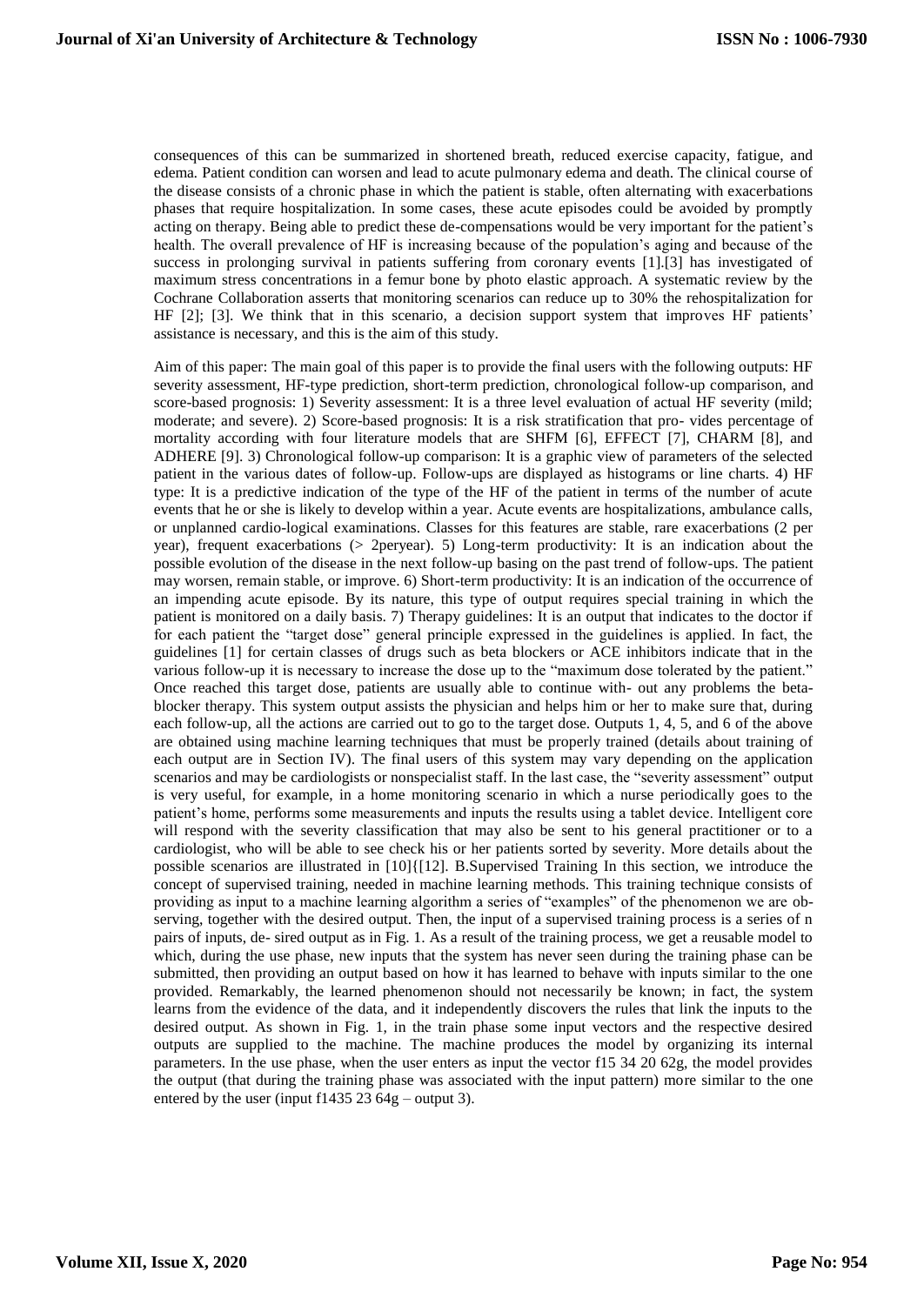consequences of this can be summarized in shortened breath, reduced exercise capacity, fatigue, and edema. Patient condition can worsen and lead to acute pulmonary edema and death. The clinical course of the disease consists of a chronic phase in which the patient is stable, often alternating with exacerbations phases that require hospitalization. In some cases, these acute episodes could be avoided by promptly acting on therapy. Being able to predict these de-compensations would be very important for the patient's health. The overall prevalence of HF is increasing because of the population's aging and because of the success in prolonging survival in patients suffering from coronary events [1].[3] has investigated of maximum stress concentrations in a femur bone by photo elastic approach. A systematic review by the Cochrane Collaboration asserts that monitoring scenarios can reduce up to 30% the rehospitalization for HF [2]; [3]. We think that in this scenario, a decision support system that improves HF patients' assistance is necessary, and this is the aim of this study.

Aim of this paper: The main goal of this paper is to provide the final users with the following outputs: HF severity assessment, HF-type prediction, short-term prediction, chronological follow-up comparison, and score-based prognosis: 1) Severity assessment: It is a three level evaluation of actual HF severity (mild; moderate; and severe). 2) Score-based prognosis: It is a risk stratification that pro- vides percentage of mortality according with four literature models that are SHFM [6], EFFECT [7], CHARM [8], and ADHERE [9]. 3) Chronological follow-up comparison: It is a graphic view of parameters of the selected patient in the various dates of follow-up. Follow-ups are displayed as histograms or line charts. 4) HF type: It is a predictive indication of the type of the HF of the patient in terms of the number of acute events that he or she is likely to develop within a year. Acute events are hospitalizations, ambulance calls, or unplanned cardio-logical examinations. Classes for this features are stable, rare exacerbations (2 per year), frequent exacerbations (> 2peryear). 5) Long-term productivity: It is an indication about the possible evolution of the disease in the next follow-up basing on the past trend of follow-ups. The patient may worsen, remain stable, or improve. 6) Short-term productivity: It is an indication of the occurrence of an impending acute episode. By its nature, this type of output requires special training in which the patient is monitored on a daily basis. 7) Therapy guidelines: It is an output that indicates to the doctor if for each patient the "target dose" general principle expressed in the guidelines is applied. In fact, the guidelines [1] for certain classes of drugs such as beta blockers or ACE inhibitors indicate that in the various follow-up it is necessary to increase the dose up to the "maximum dose tolerated by the patient." Once reached this target dose, patients are usually able to continue with- out any problems the beta-blocker therapy. This system output assists the physician and helps him or her to make sure that, during each follow-up, all the actions are carried out to go to the target dose. Outputs 1, 4, 5, and 6 of the above are obtained using machine learning techniques that must be properly trained (details about training of each output are in Section IV). The final users of this system may vary depending on the application scenarios and may be cardiologists or nonspecialist staff. In the last case, the "severity assessment" output is very useful, for example, in a home monitoring scenario in which a nurse periodically goes to the patient's home, performs some measurements and inputs the results using a tablet device. Intelligent core will respond with the severity classification that may also be sent to his general practitioner or to a cardiologist, who will be able to see check his or her patients sorted by severity. More details about the possible scenarios are illustrated in [10]{[12]. B.Supervised Training In this section, we introduce the concept of supervised training, needed in machine learning methods. This training technique consists of providing as input to a machine learning algorithm a series of "examples" of the phenomenon we are ob- serving, together with the desired output. Then, the input of a supervised training process is a series of n pairs of inputs, de- sired output as in Fig. 1. As a result of the training process, we get a reusable model to which, during the use phase, new inputs that the system has never seen during the training phase can be submitted, then providing an output based on how it has learned to behave with inputs similar to the one provided. Remarkably, the learned phenomenon should not necessarily be known; in fact, the system learns from the evidence of the data, and it independently discovers the rules that link the inputs to the desired output. As shown in Fig. 1, in the train phase some input vectors and the respective desired outputs are supplied to the machine. The machine produces the model by organizing its internal parameters. In the use phase, when the user enters as input the vector f15 34 20 62g, the model provides the output (that during the training phase was associated with the input pattern) more similar to the one entered by the user (input f1435 23 64g – output 3).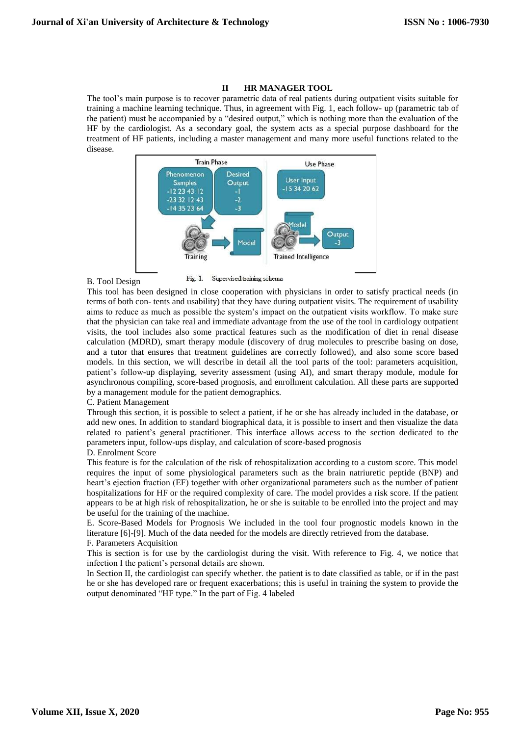## II HR MANAGER TOOL

The tool's main purpose is to recover parametric data of real patients during outpatient visits suitable for training a machine learning technique. Thus, in agreement with Fig. 1, each follow- up (parametric tab of the patient) must be accompanied by a "desired output," which is nothing more than the evaluation of the HF by the cardiologist. As a secondary goal, the system acts as a special purpose dashboard for the treatment of HF patients, including a master management and many more useful functions related to the disease.

Fig. 1. Supervised training schema

B. Tool Design

This tool has been designed in close cooperation with physicians in order to satisfy practical needs (in terms of both con- tents and usability) that they have during outpatient visits. The requirement of usability aims to reduce as much as possible the system's impact on the outpatient visits workflow. To make sure that the physician can take real and immediate advantage from the use of the tool in cardiology outpatient visits, the tool includes also some practical features such as the modification of diet in renal disease calculation (MDRD), smart therapy module (discovery of drug molecules to prescribe basing on dose, and a tutor that ensures that treatment guidelines are correctly followed), and also some score based models. In this section, we will describe in detail all the tool parts of the tool: parameters acquisition, patient's follow-up displaying, severity assessment (using AI), and smart therapy module, module for asynchronous compiling, score-based prognosis, and enrollment calculation. All these parts are supported by a management module for the patient demographics.

C. Patient Management

Through this section, it is possible to select a patient, if he or she has already included in the database, or add new ones. In addition to standard biographical data, it is possible to insert and then visualize the data related to patient's general practitioner. This interface allows access to the section dedicated to the parameters input, follow-ups display, and calculation of score-based prognosis

D. Enrolment Score

This feature is for the calculation of the risk of rehospitalization according to a custom score. This model requires the input of some physiological parameters such as the brain natriuretic peptide (BNP) and heart's ejection fraction (EF) together with other organizational parameters such as the number of patient hospitalizations for HF or the required complexity of care. The model provides a risk score. If the patient appears to be at high risk of rehospitalization, he or she is suitable to be enrolled into the project and may be useful for the training of the machine.

E. Score-Based Models for Prognosis We included in the tool four prognostic models known in the literature [6]-[9]. Much of the data needed for the models are directly retrieved from the database.

F. Parameters Acquisition

This is section is for use by the cardiologist during the visit. With reference to Fig. 4, we notice that infection I the patient's personal details are shown.

In Section II, the cardiologist can specify whether. the patient is to date classified as table, or if in the past he or she has developed rare or frequent exacerbations; this is useful in training the system to provide the output denominated "HF type." In the part of Fig. 4 labeled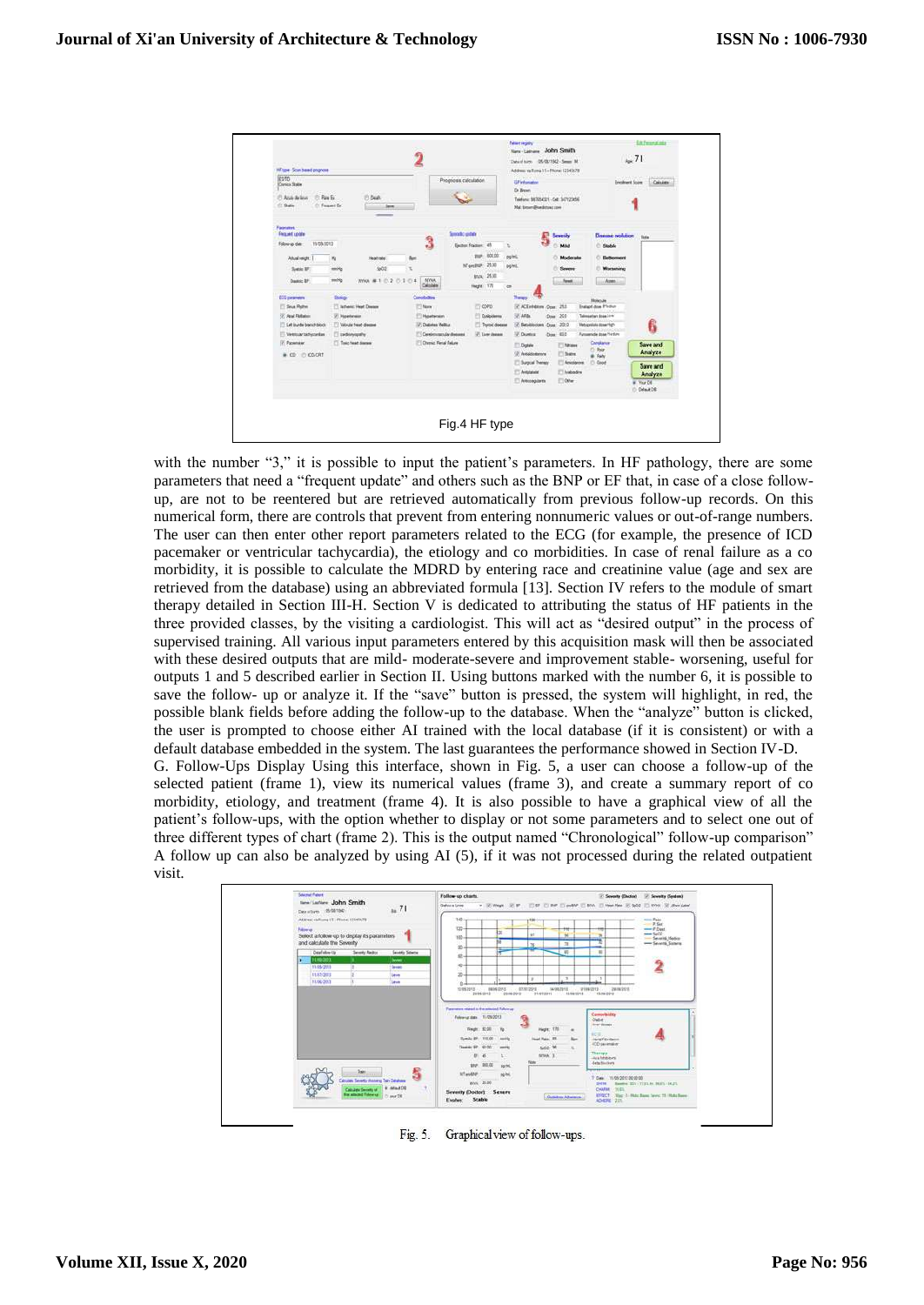Fig.4 HF type

with the number "3," it is possible to input the patient's parameters. In HF pathology, there are some parameters that need a "frequent update" and others such as the BNP or EF that, in case of a close follow-up, are not to be reentered but are retrieved automatically from previous follow-up records. On this numerical form, there are controls that prevent from entering nonnumeric values or out-of-range numbers. The user can then enter other report parameters related to the ECG (for example, the presence of ICD pacemaker or ventricular tachycardia), the etiology and co morbidities. In case of renal failure as a co morbidity, it is possible to calculate the MDRD by entering race and creatinine value (age and sex are retrieved from the database) using an abbreviated formula [13]. Section IV refers to the module of smart therapy detailed in Section III-H. Section V is dedicated to attributing the status of HF patients in the three provided classes, by the visiting a cardiologist. This will act as "desired output" in the process of supervised training. All various input parameters entered by this acquisition mask will then be associated with these desired outputs that are mild- moderate-severe and improvement stable- worsening, useful for outputs 1 and 5 described earlier in Section II. Using buttons marked with the number 6, it is possible to save the follow- up or analyze it. If the "save" button is pressed, the system will highlight, in red, the possible blank fields before adding the follow-up to the database. When the "analyze" button is clicked, the user is prompted to choose either AI trained with the local database (if it is consistent) or with a default database embedded in the system. The last guarantees the performance showed in Section IV-D.

G. Follow-Ups Display Using this interface, shown in Fig. 5, a user can choose a follow-up of the selected patient (frame 1), view its numerical values (frame 3), and create a summary report of co morbidity, etiology, and treatment (frame 4). It is also possible to have a graphical view of all the patient's follow-ups, with the option whether to display or not some parameters and to select one out of three different types of chart (frame 2). This is the output named "Chronological" follow-up comparison" A follow up can also be analyzed by using AI (5), if it was not processed during the related outpatient visit.

Fig. 5. Graphical view of follow-ups.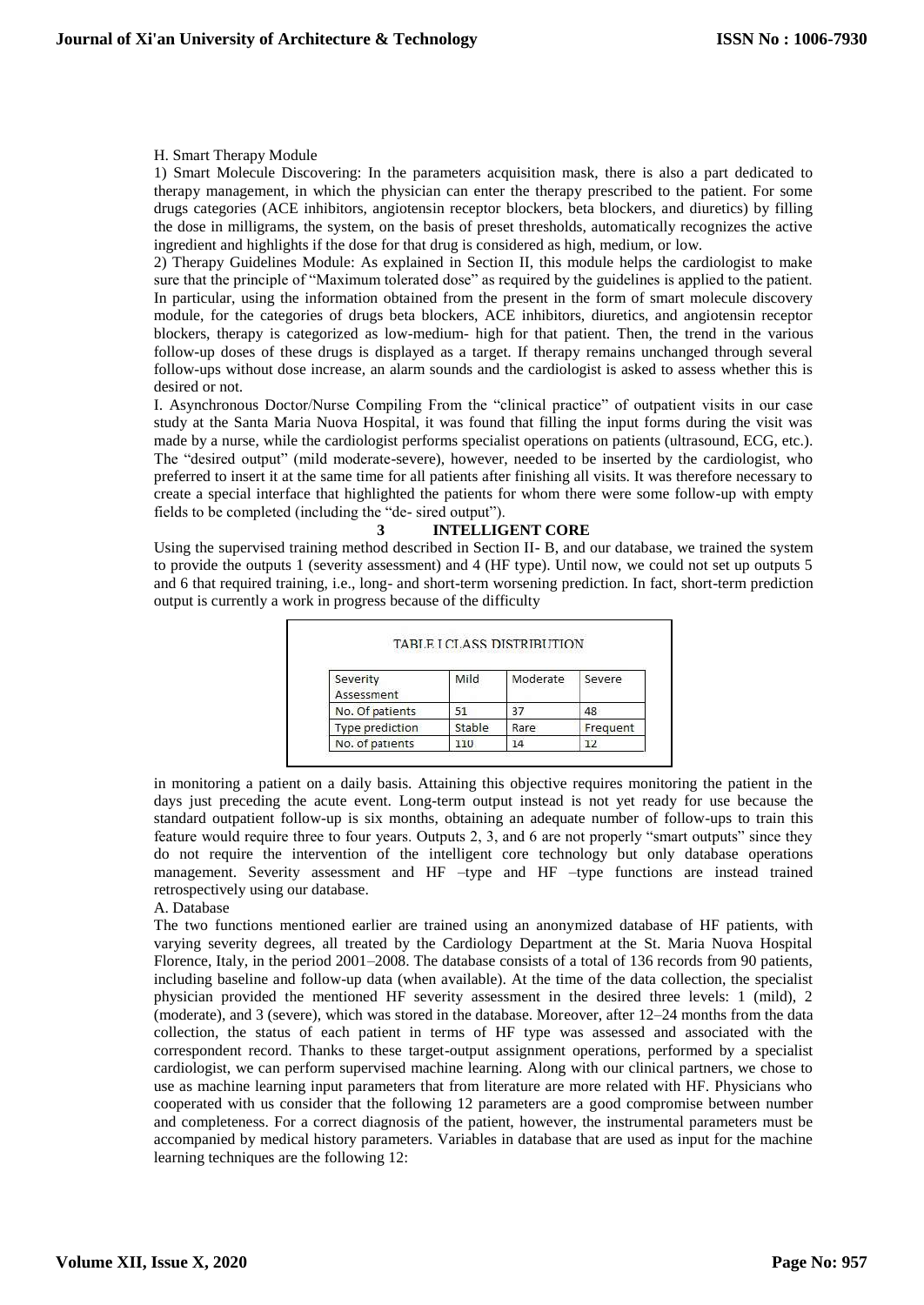H. Smart Therapy Module

1) Smart Molecule Discovering: In the parameters acquisition mask, there is also a part dedicated to therapy management, in which the physician can enter the therapy prescribed to the patient. For some drugs categories (ACE inhibitors, angiotensin receptor blockers, beta blockers, and diuretics) by filling the dose in milligrams, the system, on the basis of preset thresholds, automatically recognizes the active ingredient and highlights if the dose for that drug is considered as high, medium, or low.

2) Therapy Guidelines Module: As explained in Section II, this module helps the cardiologist to make sure that the principle of "Maximum tolerated dose" as required by the guidelines is applied to the patient. In particular, using the information obtained from the present in the form of smart molecule discovery module, for the categories of drugs beta blockers, ACE inhibitors, diuretics, and angiotensin receptor blockers, therapy is categorized as low-medium- high for that patient. Then, the trend in the various follow-up doses of these drugs is displayed as a target. If therapy remains unchanged through several follow-ups without dose increase, an alarm sounds and the cardiologist is asked to assess whether this is desired or not.

I. Asynchronous Doctor/Nurse Compiling From the "clinical practice" of outpatient visits in our case study at the Santa Maria Nuova Hospital, it was found that filling the input forms during the visit was made by a nurse, while the cardiologist performs specialist operations on patients (ultrasound, ECG, etc.). The "desired output" (mild moderate-severe), however, needed to be inserted by the cardiologist, who preferred to insert it at the same time for all patients after finishing all visits. It was therefore necessary to create a special interface that highlighted the patients for whom there were some follow-up with empty fields to be completed (including the "de- sired output").

## 3 INTELLIGENT CORE

Using the supervised training method described in Section II- B, and our database, we trained the system to provide the outputs 1 (severity assessment) and 4 (HF type). Until now, we could not set up outputs 5 and 6 that required training, i.e., long- and short-term worsening prediction. In fact, short-term prediction output is currently a work in progress because of the difficulty

TABLE I CLASS DISTRIBUTION

| Severity Assessment | Mild | Moderate | Severe |
|---|---|---|---|
| No. Of patients | 51 | 37 | 48 |
| Type prediction | Stable | Rare | Frequent |
| No. of patients | 110 | 14 | 12 |

in monitoring a patient on a daily basis. Attaining this objective requires monitoring the patient in the days just preceding the acute event. Long-term output instead is not yet ready for use because the standard outpatient follow-up is six months, obtaining an adequate number of follow-ups to train this feature would require three to four years. Outputs 2, 3, and 6 are not properly "smart outputs" since they do not require the intervention of the intelligent core technology but only database operations management. Severity assessment and HF –type and HF –type functions are instead trained retrospectively using our database.

A. Database

The two functions mentioned earlier are trained using an anonymized database of HF patients, with varying severity degrees, all treated by the Cardiology Department at the St. Maria Nuova Hospital Florence, Italy, in the period 2001–2008. The database consists of a total of 136 records from 90 patients, including baseline and follow-up data (when available). At the time of the data collection, the specialist physician provided the mentioned HF severity assessment in the desired three levels: 1 (mild), 2 (moderate), and 3 (severe), which was stored in the database. Moreover, after 12–24 months from the data collection, the status of each patient in terms of HF type was assessed and associated with the correspondent record. Thanks to these target-output assignment operations, performed by a specialist cardiologist, we can perform supervised machine learning. Along with our clinical partners, we chose to use as machine learning input parameters that from literature are more related with HF. Physicians who cooperated with us consider that the following 12 parameters are a good compromise between number and completeness. For a correct diagnosis of the patient, however, the instrumental parameters must be accompanied by medical history parameters. Variables in database that are used as input for the machine learning techniques are the following 12: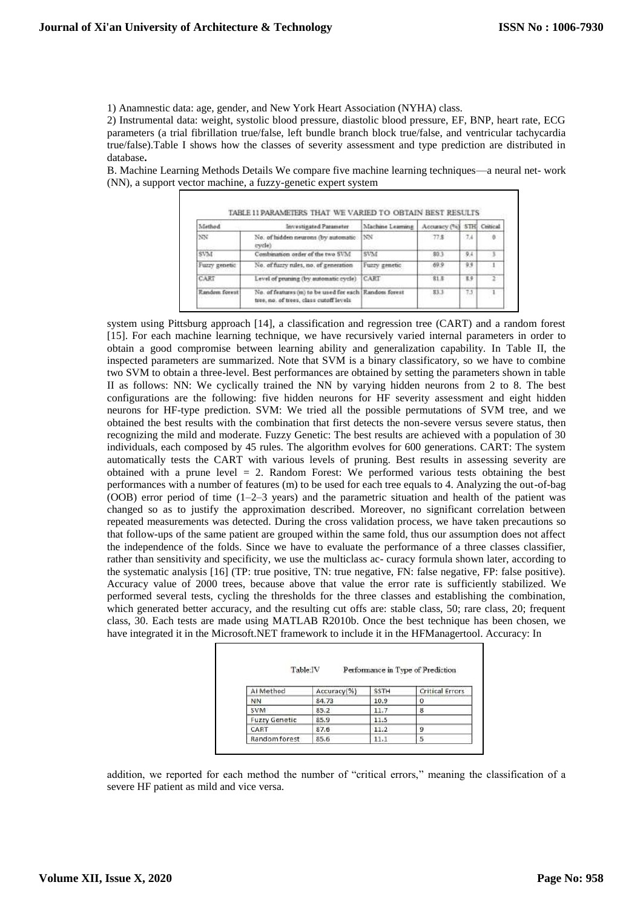1) Anamnestic data: age, gender, and New York Heart Association (NYHA) class.

2) Instrumental data: weight, systolic blood pressure, diastolic blood pressure, EF, BNP, heart rate, ECG parameters (a trial fibrillation true/false, left bundle branch block true/false, and ventricular tachycardia true/false).Table I shows how the classes of severity assessment and type prediction are distributed in database**.**

B. Machine Learning Methods Details We compare five machine learning techniques—a neural net- work (NN), a support vector machine, a fuzzy-genetic expert system

TABLE 11 PARAMETERS THAT WE VARIED TO OBTAIN BEST RESULTS

| Method | Investigated Parameter | Machine Learning | Accuracy (%) | STH | Critical |
|---|---|---|---|---|---|
| NN | No. of hidden neurons (by automatic cycle) | NN | 77.8 | 7.4 | 0 |
| SVM | Combination order of the two SVM | SVM | 80.3 | 9.4 | 3 |
| Fuzzy genetic | No. of fuzzy rules, no. of generation | Fuzzy genetic | 69.9 | 9.9 | 1 |
| CART | Level of pruning (by automatic cycle) | CART | 81.8 | 8.9 | 2 |
| Random forest | No. of features (m) to be used for each tree, no. of trees, class cutoff levels | Random forest | 83.3 | 7.5 | 1 |

system using Pittsburg approach [14], a classification and regression tree (CART) and a random forest [15]. For each machine learning technique, we have recursively varied internal parameters in order to obtain a good compromise between learning ability and generalization capability. In Table II, the inspected parameters are summarized. Note that SVM is a binary classificatory, so we have to combine two SVM to obtain a three-level. Best performances are obtained by setting the parameters shown in table II as follows: NN: We cyclically trained the NN by varying hidden neurons from 2 to 8. The best configurations are the following: five hidden neurons for HF severity assessment and eight hidden neurons for HF-type prediction. SVM: We tried all the possible permutations of SVM tree, and we obtained the best results with the combination that first detects the non-severe versus severe status, then recognizing the mild and moderate. Fuzzy Genetic: The best results are achieved with a population of 30 individuals, each composed by 45 rules. The algorithm evolves for 600 generations. CART: The system automatically tests the CART with various levels of pruning. Best results in assessing severity are obtained with a prune level = 2. Random Forest: We performed various tests obtaining the best performances with a number of features (m) to be used for each tree equals to 4. Analyzing the out-of-bag (OOB) error period of time (1–2–3 years) and the parametric situation and health of the patient was changed so as to justify the approximation described. Moreover, no significant correlation between repeated measurements was detected. During the cross validation process, we have taken precautions so that follow-ups of the same patient are grouped within the same fold, thus our assumption does not affect the independence of the folds. Since we have to evaluate the performance of a three classes classifier, rather than sensitivity and specificity, we use the multiclass ac- curacy formula shown later, according to the systematic analysis [16] (TP: true positive, TN: true negative, FN: false negative, FP: false positive). Accuracy value of 2000 trees, because above that value the error rate is sufficiently stabilized. We performed several tests, cycling the thresholds for the three classes and establishing the combination, which generated better accuracy, and the resulting cut offs are: stable class, 50; rare class, 20; frequent class, 30. Each tests are made using MATLAB R2010b. Once the best technique has been chosen, we have integrated it in the Microsoft.NET framework to include it in the HFManagertool. Accuracy: In

Table:IV Performance in Type of Prediction

| AI Method | Accuracy(%) | SSTH | Critical Errors |
|---|---|---|---|
| NN | 84.73 | 10.9 | 0 |
| SVM | 85.2 | 11.7 | 8 |
| Fuzzy Genetic | 85.9 | 11.5 | |
| CART | 87.6 | 11.2 | 9 |
| Random forest | 85.6 | 11.1 | 5 |

addition, we reported for each method the number of "critical errors," meaning the classification of a severe HF patient as mild and vice versa.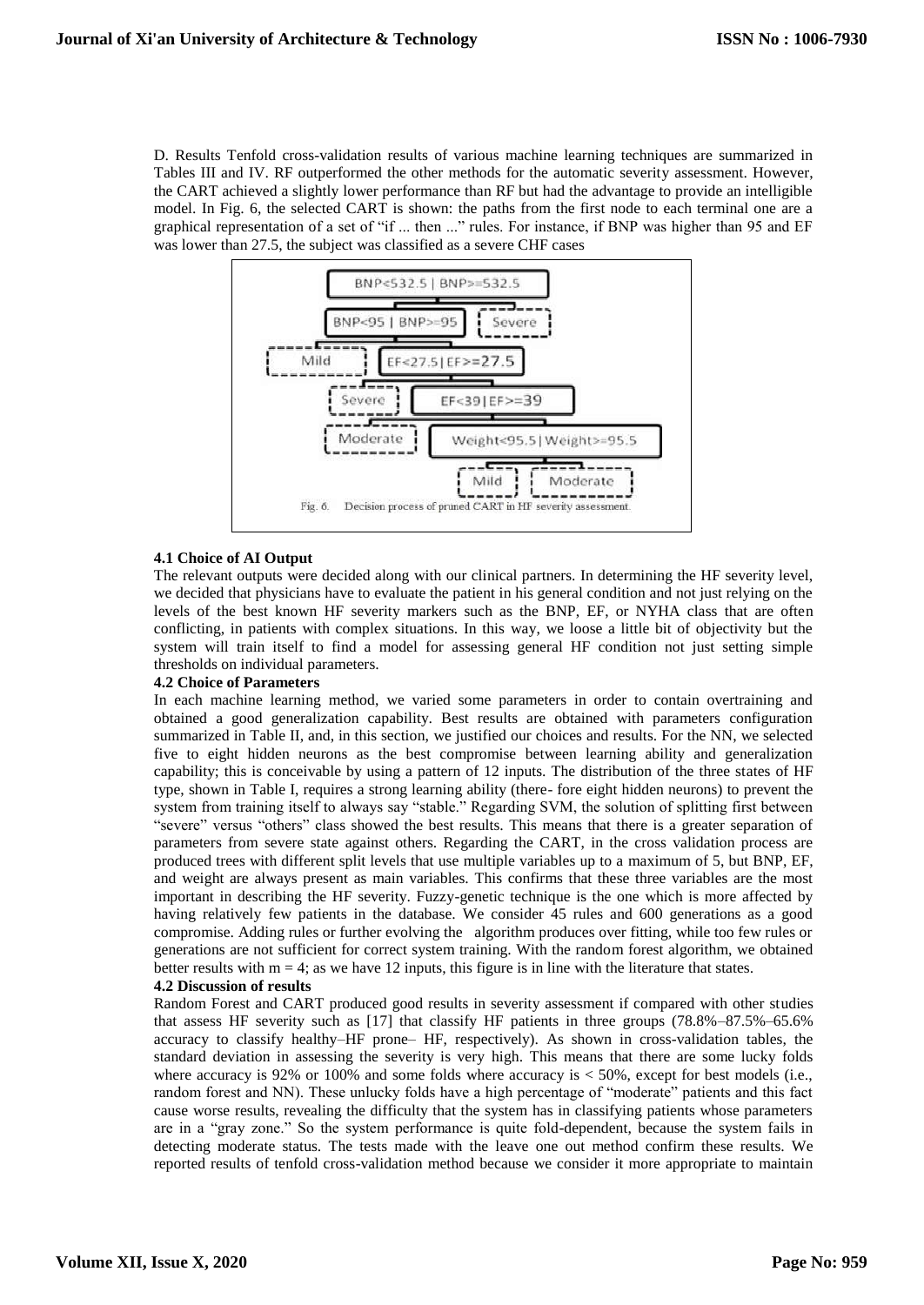D. Results Tenfold cross-validation results of various machine learning techniques are summarized in Tables III and IV. RF outperformed the other methods for the automatic severity assessment. However, the CART achieved a slightly lower performance than RF but had the advantage to provide an intelligible model. In Fig. 6, the selected CART is shown: the paths from the first node to each terminal one are a graphical representation of a set of "if ... then ..." rules. For instance, if BNP was higher than 95 and EF was lower than 27.5, the subject was classified as a severe CHF cases

Fig. 6. Decision process of pruned CART in HF severity assessment.

### 4.1 Choice of AI Output

The relevant outputs were decided along with our clinical partners. In determining the HF severity level, we decided that physicians have to evaluate the patient in his general condition and not just relying on the levels of the best known HF severity markers such as the BNP, EF, or NYHA class that are often conflicting, in patients with complex situations. In this way, we loose a little bit of objectivity but the system will train itself to find a model for assessing general HF condition not just setting simple thresholds on individual parameters.

### 4.2 Choice of Parameters

In each machine learning method, we varied some parameters in order to contain overtraining and obtained a good generalization capability. Best results are obtained with parameters configuration summarized in Table II, and, in this section, we justified our choices and results. For the NN, we selected five to eight hidden neurons as the best compromise between learning ability and generalization capability; this is conceivable by using a pattern of 12 inputs. The distribution of the three states of HF type, shown in Table I, requires a strong learning ability (there- fore eight hidden neurons) to prevent the system from training itself to always say "stable." Regarding SVM, the solution of splitting first between "severe" versus "others" class showed the best results. This means that there is a greater separation of parameters from severe state against others. Regarding the CART, in the cross validation process are produced trees with different split levels that use multiple variables up to a maximum of 5, but BNP, EF, and weight are always present as main variables. This confirms that these three variables are the most important in describing the HF severity. Fuzzy-genetic technique is the one which is more affected by having relatively few patients in the database. We consider 45 rules and 600 generations as a good compromise. Adding rules or further evolving the algorithm produces over fitting, while too few rules or generations are not sufficient for correct system training. With the random forest algorithm, we obtained better results with $m = 4$; as we have 12 inputs, this figure is in line with the literature that states.

### 4.2 Discussion of results

Random Forest and CART produced good results in severity assessment if compared with other studies that assess HF severity such as [17] that classify HF patients in three groups (78.8%–87.5%–65.6% accuracy to classify healthy–HF prone– HF, respectively). As shown in cross-validation tables, the standard deviation in assessing the severity is very high. This means that there are some lucky folds where accuracy is 92% or 100% and some folds where accuracy is < 50%, except for best models (i.e., random forest and NN). These unlucky folds have a high percentage of "moderate" patients and this fact cause worse results, revealing the difficulty that the system has in classifying patients whose parameters are in a "gray zone." So the system performance is quite fold-dependent, because the system fails in detecting moderate status. The tests made with the leave one out method confirm these results. We reported results of tenfold cross-validation method because we consider it more appropriate to maintain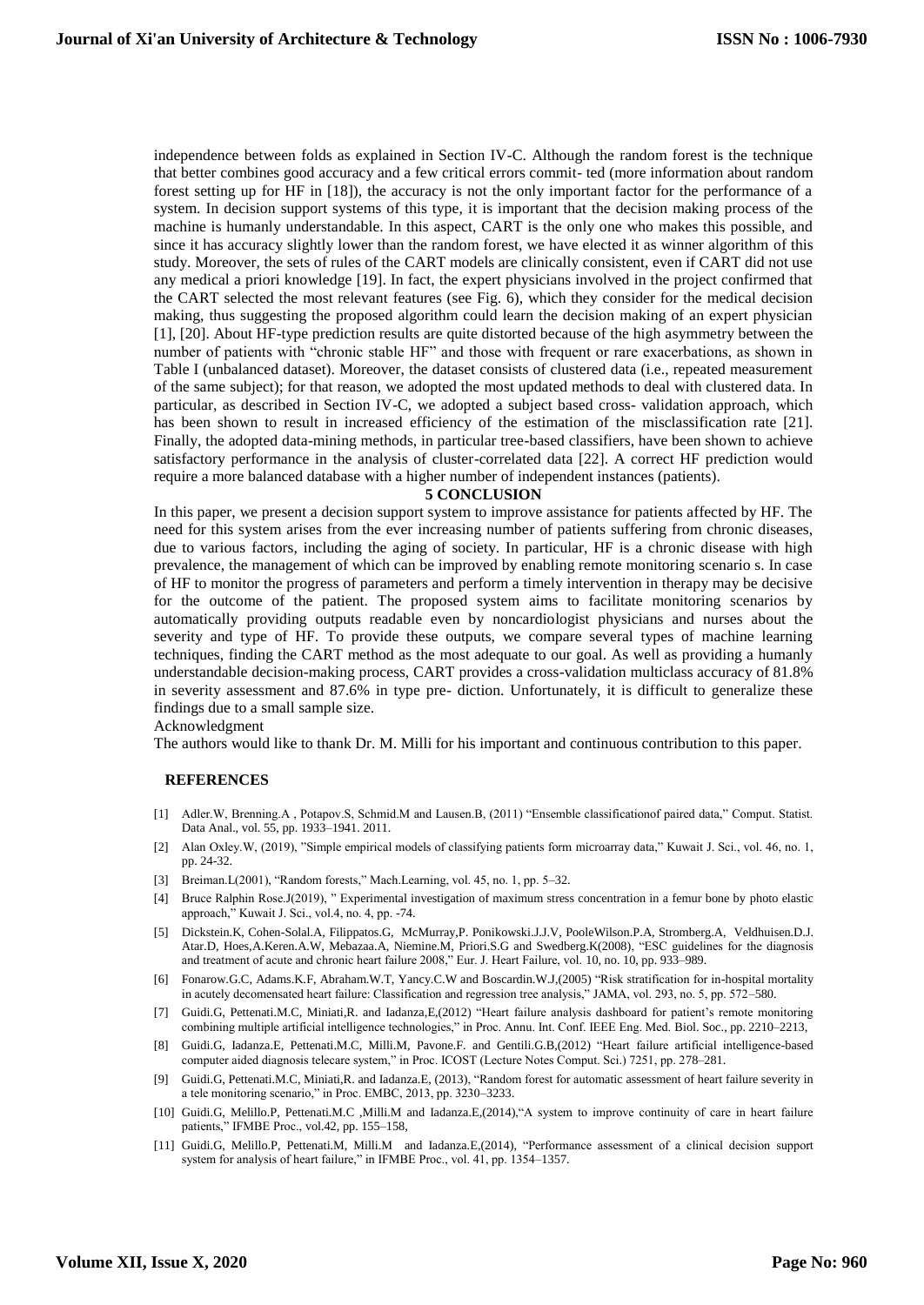independence between folds as explained in Section IV-C. Although the random forest is the technique that better combines good accuracy and a few critical errors commit- ted (more information about random forest setting up for HF in [18]), the accuracy is not the only important factor for the performance of a system. In decision support systems of this type, it is important that the decision making process of the machine is humanly understandable. In this aspect, CART is the only one who makes this possible, and since it has accuracy slightly lower than the random forest, we have elected it as winner algorithm of this study. Moreover, the sets of rules of the CART models are clinically consistent, even if CART did not use any medical a priori knowledge [19]. In fact, the expert physicians involved in the project confirmed that the CART selected the most relevant features (see Fig. 6), which they consider for the medical decision making, thus suggesting the proposed algorithm could learn the decision making of an expert physician [1], [20]. About HF-type prediction results are quite distorted because of the high asymmetry between the number of patients with "chronic stable HF" and those with frequent or rare exacerbations, as shown in Table I (unbalanced dataset). Moreover, the dataset consists of clustered data (i.e., repeated measurement of the same subject); for that reason, we adopted the most updated methods to deal with clustered data. In particular, as described in Section IV-C, we adopted a subject based cross- validation approach, which has been shown to result in increased efficiency of the estimation of the misclassification rate [21]. Finally, the adopted data-mining methods, in particular tree-based classifiers, have been shown to achieve satisfactory performance in the analysis of cluster-correlated data [22]. A correct HF prediction would require a more balanced database with a higher number of independent instances (patients).

## 5 CONCLUSION

In this paper, we present a decision support system to improve assistance for patients affected by HF. The need for this system arises from the ever increasing number of patients suffering from chronic diseases, due to various factors, including the aging of society. In particular, HF is a chronic disease with high prevalence, the management of which can be improved by enabling remote monitoring scenario s. In case of HF to monitor the progress of parameters and perform a timely intervention in therapy may be decisive for the outcome of the patient. The proposed system aims to facilitate monitoring scenarios by automatically providing outputs readable even by noncardiologist physicians and nurses about the severity and type of HF. To provide these outputs, we compare several types of machine learning techniques, finding the CART method as the most adequate to our goal. As well as providing a humanly understandable decision-making process, CART provides a cross-validation multiclass accuracy of 81.8% in severity assessment and 87.6% in type pre- diction. Unfortunately, it is difficult to generalize these findings due to a small sample size.

Acknowledgment

The authors would like to thank Dr. M. Milli for his important and continuous contribution to this paper.

## REFERENCES

[1] Adler.W, Brenning.A , Potapov.S, Schmid.M and Lausen.B, (2011) "Ensemble classificationof paired data," Comput. Statist. Data Anal., vol. 55, pp. 1933–1941. 2011.

[2] Alan Oxley.W, (2019), "Simple empirical models of classifying patients form microarray data," Kuwait J. Sci., vol. 46, no. 1, pp. 24-32.

[3] Breiman.L(2001), "Random forests," Mach.Learning, vol. 45, no. 1, pp. 5–32.

[4] Bruce Ralphin Rose.J(2019), " Experimental investigation of maximum stress concentration in a femur bone by photo elastic approach," Kuwait J. Sci., vol.4, no. 4, pp. -74.

[5] Dickstein.K, Cohen-Solal.A, Filippatos.G, McMurray,P. Ponikowski.J.J.V, PooleWilson.P.A, Stromberg.A, Veldhuisen.D.J. Atar.D, Hoes,A.Keren.A.W, Mebazaa.A, Niemine.M, Priori.S.G and Swedberg.K(2008), "ESC guidelines for the diagnosis and treatment of acute and chronic heart failure 2008," Eur. J. Heart Failure, vol. 10, no. 10, pp. 933–989.

[6] Fonarow.G.C, Adams.K.F, Abraham.W.T, Yancy.C.W and Boscardin.W.J,(2005) "Risk stratification for in-hospital mortality in acutely decomensated heart failure: Classification and regression tree analysis," JAMA, vol. 293, no. 5, pp. 572–580.

[7] Guidi.G, Pettenati.M.C, Miniati,R. and Iadanza,E,(2012) "Heart failure analysis dashboard for patient's remote monitoring combining multiple artificial intelligence technologies," in Proc. Annu. Int. Conf. IEEE Eng. Med. Biol. Soc., pp. 2210–2213,

[8] Guidi.G, Iadanza.E, Pettenati.M.C, Milli.M, Pavone.F. and Gentili.G.B,(2012) "Heart failure artificial intelligence-based computer aided diagnosis telecare system," in Proc. ICOST (Lecture Notes Comput. Sci.) 7251, pp. 278–281.

[9] Guidi.G, Pettenati.M.C, Miniati,R. and Iadanza.E, (2013), "Random forest for automatic assessment of heart failure severity in a tele monitoring scenario," in Proc. EMBC, 2013, pp. 3230–3233.

[10] Guidi.G, Melillo.P, Pettenati.M.C ,Milli.M and Iadanza.E,(2014),"A system to improve continuity of care in heart failure patients," IFMBE Proc., vol.42, pp. 155–158,

[11] Guidi.G, Melillo.P, Pettenati.M, Milli.M and Iadanza.E,(2014), "Performance assessment of a clinical decision support system for analysis of heart failure," in IFMBE Proc., vol. 41, pp. 1354–1357.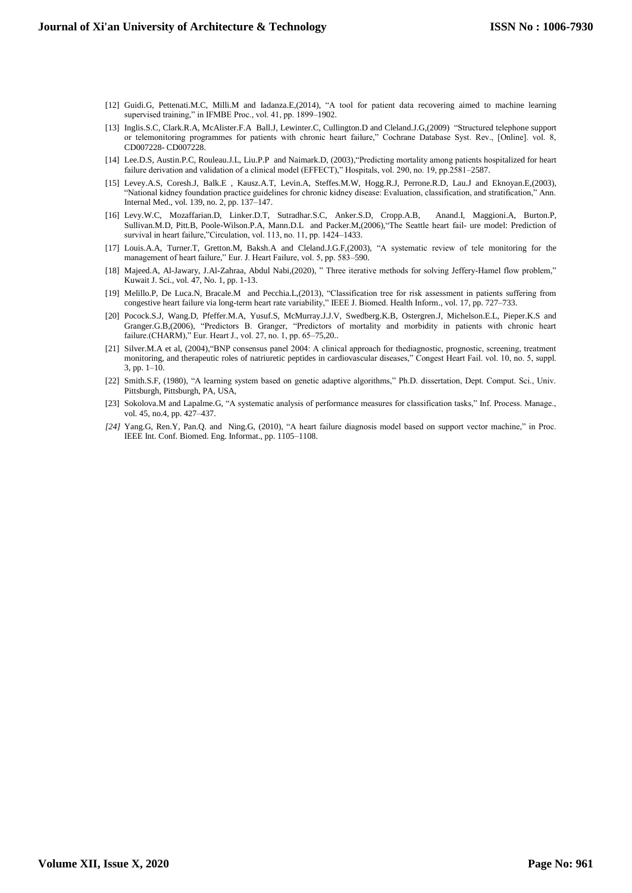[12] Guidi.G, Pettenati.M.C, Milli.M and Iadanza.E,(2014), "A tool for patient data recovering aimed to machine learning supervised training," in IFMBE Proc., vol. 41, pp. 1899–1902.

[13] Inglis.S.C, Clark.R.A, McAlister.F.A Ball.J, Lewinter.C, Cullington.D and Cleland.J.G,(2009) "Structured telephone support or telemonitoring programmes for patients with chronic heart failure," Cochrane Database Syst. Rev., [Online]. vol. 8, CD007228- CD007228.

[14] Lee.D.S, Austin.P.C, Rouleau.J.L, Liu.P.P and Naimark.D, (2003),"Predicting mortality among patients hospitalized for heart failure derivation and validation of a clinical model (EFFECT)," Hospitals, vol. 290, no. 19, pp.2581–2587.

[15] Levey.A.S, Coresh.J, Balk.E , Kausz.A.T, Levin.A, Steffes.M.W, Hogg.R.J, Perrone.R.D, Lau.J and Eknoyan.E,(2003), "National kidney foundation practice guidelines for chronic kidney disease: Evaluation, classification, and stratification," Ann. Internal Med., vol. 139, no. 2, pp. 137–147.

[16] Levy.W.C, Mozaffarian.D, Linker.D.T, Sutradhar.S.C, Anker.S.D, Cropp.A.B, Anand.I, Maggioni.A, Burton.P, Sullivan.M.D, Pitt.B, Poole-Wilson.P.A, Mann.D.L and Packer.M,(2006),"The Seattle heart fail- ure model: Prediction of survival in heart failure,"Circulation, vol. 113, no. 11, pp. 1424–1433.

[17] Louis.A.A, Turner.T, Gretton.M, Baksh.A and Cleland.J.G.F,(2003), "A systematic review of tele monitoring for the management of heart failure," Eur. J. Heart Failure, vol. 5, pp. 583–590.

[18] Majeed.A, Al-Jawary, J.Al-Zahraa, Abdul Nabi,(2020), " Three iterative methods for solving Jeffery-Hamel flow problem," Kuwait J. Sci., vol. 47, No. 1, pp. 1-13.

[19] Melillo.P, De Luca.N, Bracale.M and Pecchia.L,(2013), "Classification tree for risk assessment in patients suffering from congestive heart failure via long-term heart rate variability," IEEE J. Biomed. Health Inform., vol. 17, pp. 727–733.

[20] Pocock.S.J, Wang.D, Pfeffer.M.A, Yusuf.S, McMurray.J.J.V, Swedberg.K.B, Ostergren.J, Michelson.E.L, Pieper.K.S and Granger.G.B,(2006), "Predictors B. Granger, "Predictors of mortality and morbidity in patients with chronic heart failure.(CHARM)," Eur. Heart J., vol. 27, no. 1, pp. 65–75,20..

[21] Silver.M.A et al, (2004),"BNP consensus panel 2004: A clinical approach for thediagnostic, prognostic, screening, treatment monitoring, and therapeutic roles of natriuretic peptides in cardiovascular diseases," Congest Heart Fail. vol. 10, no. 5, suppl. 3, pp. 1–10.

[22] Smith.S.F, (1980), "A learning system based on genetic adaptive algorithms," Ph.D. dissertation, Dept. Comput. Sci., Univ. Pittsburgh, Pittsburgh, PA, USA,

[23] Sokolova.M and Lapalme.G, "A systematic analysis of performance measures for classification tasks," Inf. Process. Manage., vol. 45, no.4, pp. 427–437.

*[24]* Yang.G, Ren.Y, Pan.Q. and Ning.G, (2010), "A heart failure diagnosis model based on support vector machine," in Proc. IEEE Int. Conf. Biomed. Eng. Informat., pp. 1105–1108.